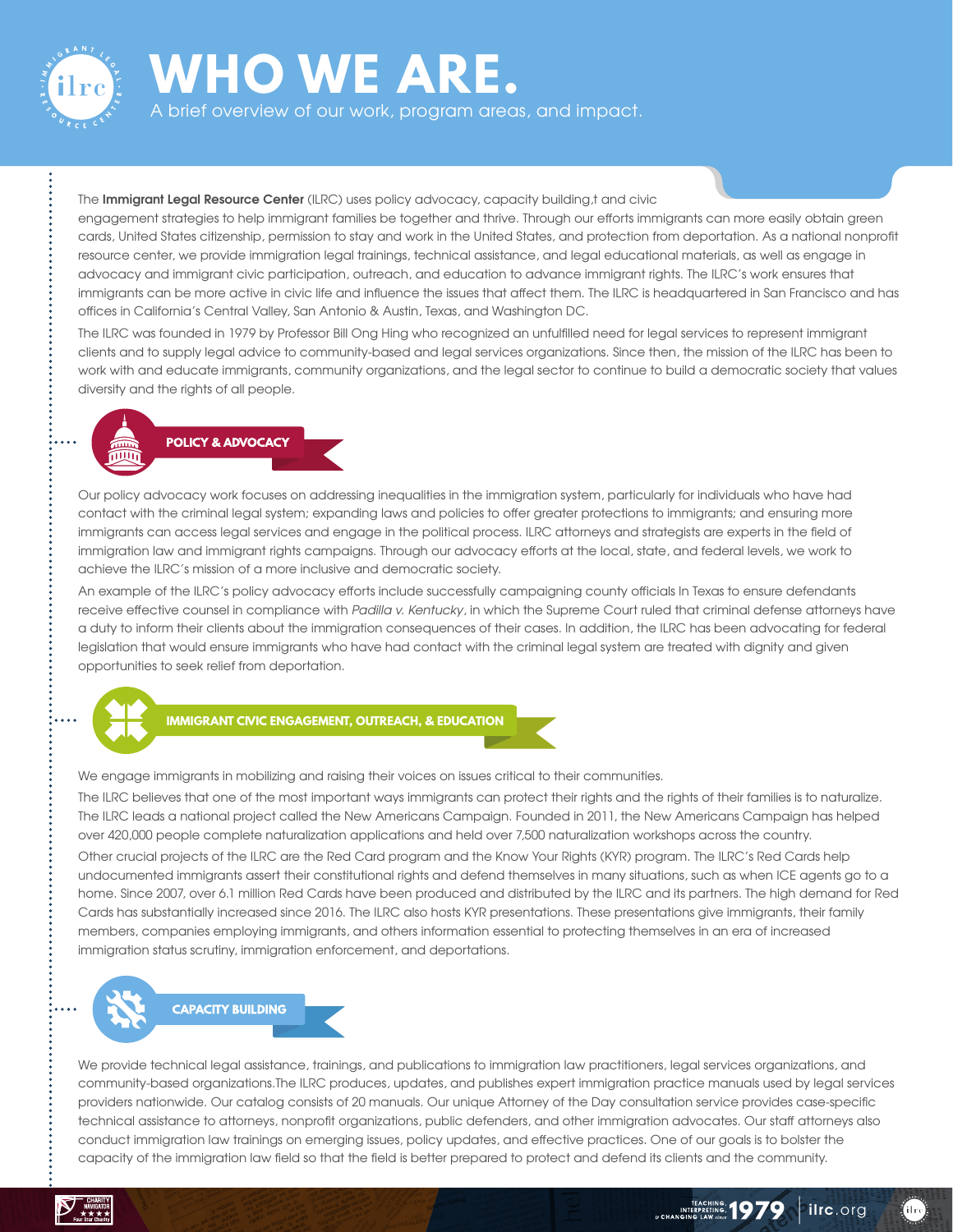# WHO WE ARE.

A brief overview of our work, program areas, and impact.

The **Immigrant Legal Resource Center** (ILRC) uses policy advocacy, capacity building,t and civic engagement strategies to help immigrant families be together and thrive. Through our efforts immigrants can more easily obtain green cards, United States citizenship, permission to stay and work in the United States, and protection from deportation. As a national nonprofit resource center, we provide immigration legal trainings, technical assistance, and legal educational materials, as well as engage in advocacy and immigrant civic participation, outreach, and education to advance immigrant rights. The ILRC's work ensures that immigrants can be more active in civic life and influence the issues that affect them. The ILRC is headquartered in San Francisco and has offices in California's Central Valley, San Antonio & Austin, Texas, and Washington DC.

The ILRC was founded in 1979 by Professor Bill Ong Hing who recognized an unfulfilled need for legal services to represent immigrant clients and to supply legal advice to community-based and legal services organizations. Since then, the mission of the ILRC has been to work with and educate immigrants, community organizations, and the legal sector to continue to build a democratic society that values diversity and the rights of all people.

## POLICY & ADVOCACY

Our policy advocacy work focuses on addressing inequalities in the immigration system, particularly for individuals who have had contact with the criminal legal system; expanding laws and policies to offer greater protections to immigrants; and ensuring more immigrants can access legal services and engage in the political process. ILRC attorneys and strategists are experts in the field of immigration law and immigrant rights campaigns. Through our advocacy efforts at the local, state, and federal levels, we work to achieve the ILRC's mission of a more inclusive and democratic society.

An example of the ILRC's policy advocacy efforts include successfully campaigning county officials In Texas to ensure defendants receive effective counsel in compliance with *Padilla v. Kentucky*, in which the Supreme Court ruled that criminal defense attorneys have a duty to inform their clients about the immigration consequences of their cases. In addition, the ILRC has been advocating for federal legislation that would ensure immigrants who have had contact with the criminal legal system are treated with dignity and given opportunities to seek relief from deportation.

## IMMIGRANT CIVIC ENGAGEMENT, OUTREACH, & EDUCATION

We engage immigrants in mobilizing and raising their voices on issues critical to their communities.

The ILRC believes that one of the most important ways immigrants can protect their rights and the rights of their families is to naturalize. The ILRC leads a national project called the New Americans Campaign. Founded in 2011, the New Americans Campaign has helped over 420,000 people complete naturalization applications and held over 7,500 naturalization workshops across the country.

Other crucial projects of the ILRC are the Red Card program and the Know Your Rights (KYR) program. The ILRC's Red Cards help undocumented immigrants assert their constitutional rights and defend themselves in many situations, such as when ICE agents go to a home. Since 2007, over 6.1 million Red Cards have been produced and distributed by the ILRC and its partners. The high demand for Red Cards has substantially increased since 2016. The ILRC also hosts KYR presentations. These presentations give immigrants, their family members, companies employing immigrants, and others information essential to protecting themselves in an era of increased immigration status scrutiny, immigration enforcement, and deportations.

## CAPACITY BUILDING

We provide technical legal assistance, trainings, and publications to immigration law practitioners, legal services organizations, and community-based organizations.The ILRC produces, updates, and publishes expert immigration practice manuals used by legal services providers nationwide. Our catalog consists of 20 manuals. Our unique Attorney of the Day consultation service provides case-specific technical assistance to attorneys, nonprofit organizations, public defenders, and other immigration advocates. Our staff attorneys also conduct immigration law trainings on emerging issues, policy updates, and effective practices. One of our goals is to bolster the capacity of the immigration law field so that the field is better prepared to protect and defend its clients and the community.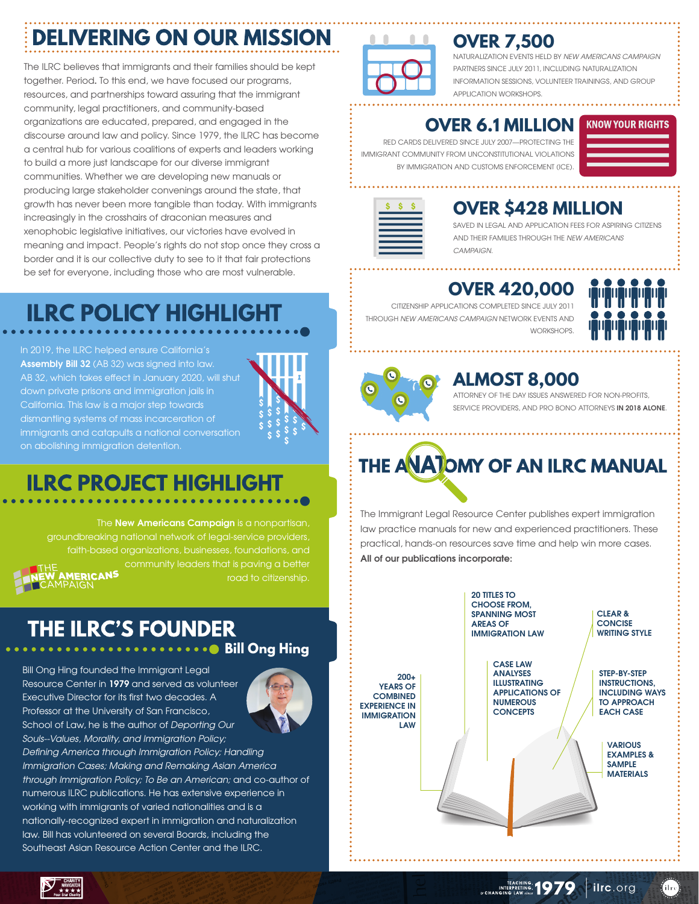# DELIVERING ON OUR MISSION

The ILRC believes that immigrants and their families should be kept together. Period. To this end, we have focused our programs, resources, and partnerships toward assuring that the immigrant community, legal practitioners, and community-based organizations are educated, prepared, and engaged in the discourse around law and policy. Since 1979, the ILRC has become a central hub for various coalitions of experts and leaders working to build a more just landscape for our diverse immigrant communities. Whether we are developing new manuals or producing large stakeholder convenings around the state, that growth has never been more tangible than today. With immigrants increasingly in the crosshairs of draconian measures and xenophobic legislative initiatives, our victories have evolved in meaning and impact. People's rights do not stop once they cross a border and it is our collective duty to see to it that fair protections be set for everyone, including those who are most vulnerable.

## ILRC POLICY HIGHLIGHT

In 2019, the ILRC helped ensure California's **Assembly Bill 32** (AB 32) was signed into law. AB 32, which takes effect in January 2020, will shut down private prisons and immigration jails in California. This law is a major step towards dismantling systems of mass incarceration of immigrants and catapults a national conversation on abolishing immigration detention.

## ILRC PROJECT HIGHLIGHT

The **New Americans Campaign** is a nonpartisan, groundbreaking national network of legal-service providers, faith-based organizations, businesses, foundations, and community leaders that is paving a better road to citizenship.

THE NEW AMERICANS CAMPAIGN

## THE ILRC'S FOUNDER

**Bill Ong Hing**

Bill Ong Hing founded the Immigrant Legal Resource Center in **1979** and served as volunteer Executive Director for its first two decades. A Professor at the University of San Francisco, School of Law, he is the author of *Deporting Our Souls--Values, Morality, and Immigration Policy; Defining America through Immigration Policy; Handling Immigration Cases; Making and Remaking Asian America through Immigration Policy; To Be an American;* and co-author of numerous ILRC publications. He has extensive experience in working with immigrants of varied nationalities and is a nationally-recognized expert in immigration and naturalization law. Bill has volunteered on several Boards, including the Southeast Asian Resource Action Center and the ILRC.

## OVER 7,500

NATURALIZATION EVENTS HELD BY *NEW AMERICANS CAMPAIGN* PARTNERS SINCE JULY 2011, INCLUDING NATURALIZATION INFORMATION SESSIONS, VOLUNTEER TRAININGS, AND GROUP APPLICATION WORKSHOPS.

## OVER 6.1 MILLION

RED CARDS DELIVERED SINCE JULY 2007—PROTECTING THE IMMIGRANT COMMUNITY FROM UNCONSTITUTIONAL VIOLATIONS BY IMMIGRATION AND CUSTOMS ENFORCEMENT (ICE).

KNOW YOUR RIGHTS

## OVER $428 MILLION

SAVED IN LEGAL AND APPLICATION FEES FOR ASPIRING CITIZENS AND THEIR FAMILIES THROUGH THE *NEW AMERICANS CAMPAIGN.*

## OVER 420,000

CITIZENSHIP APPLICATIONS COMPLETED SINCE JULY 2011 THROUGH *NEW AMERICANS CAMPAIGN* NETWORK EVENTS AND WORKSHOPS.

## ALMOST 8,000

ATTORNEY OF THE DAY ISSUES ANSWERED FOR NON-PROFITS, SERVICE PROVIDERS, AND PRO BONO ATTORNEYS **IN 2018 ALONE**.

## THE ANATOMY OF AN ILRC MANUAL

The Immigrant Legal Resource Center publishes expert immigration law practice manuals for new and experienced practitioners. These practical, hands-on resources save time and help win more cases. **All of our publications incorporate:**

- **20 TITLES TO CHOOSE FROM, SPANNING MOST AREAS OF IMMIGRATION LAW**
- **CLEAR & CONCISE WRITING STYLE**
- **200+ YEARS OF COMBINED EXPERIENCE IN IMMIGRATION LAW**
- **CASE LAW ANALYSES ILLUSTRATING APPLICATIONS OF NUMEROUS CONCEPTS**
- **STEP-BY-STEP INSTRUCTIONS, INCLUDING WAYS TO APPROACH EACH CASE**
- **VARIOUS EXAMPLES & SAMPLE MATERIALS**

CHARITY NAVIGATOR Four Star Charity

TEACHING, INTERPRETING, & CHANGING LAW since 1979 | ilrc.org